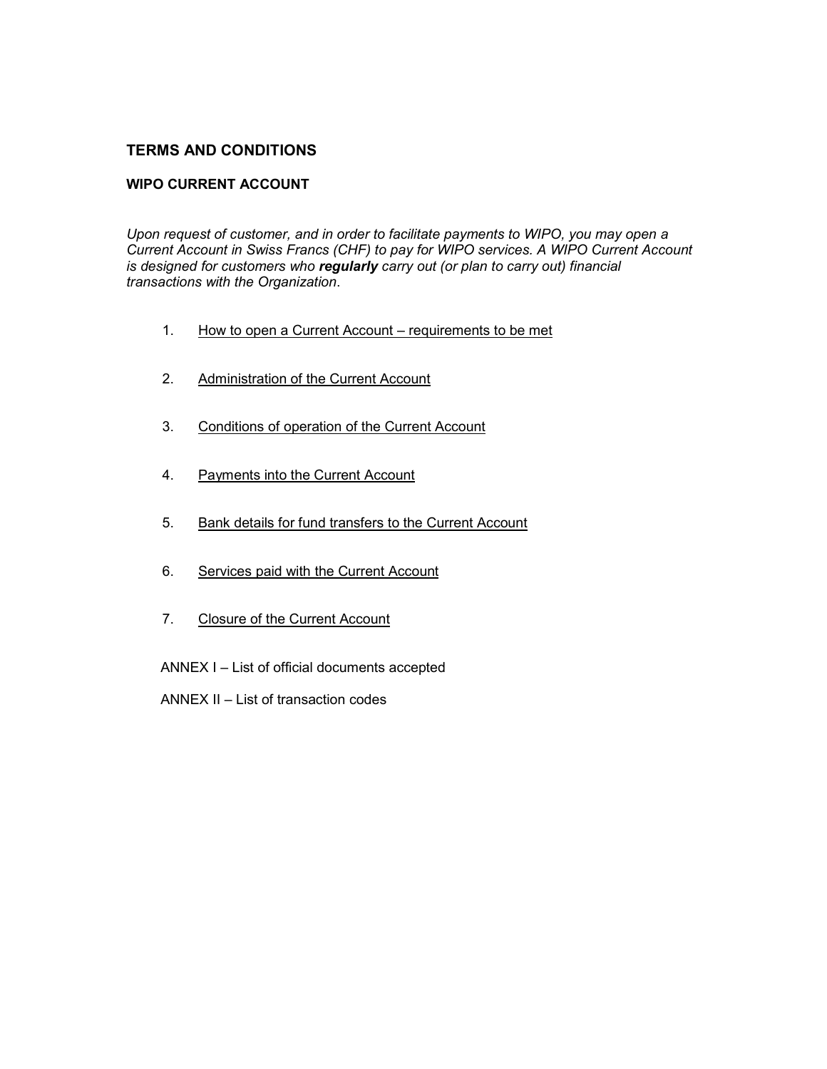# TERMS AND CONDITIONS

## WIPO CURRENT ACCOUNT

*Upon request of customer, and in order to facilitate payments to WIPO, you may open a Current Account in Swiss Francs (CHF) to pay for WIPO services. A WIPO Current Account is designed for customers who **regularly** carry out (or plan to carry out) financial transactions with the Organization.*

1. How to open a Current Account – requirements to be met

2. Administration of the Current Account

3. Conditions of operation of the Current Account

4. Payments into the Current Account

5. Bank details for fund transfers to the Current Account

6. Services paid with the Current Account

7. Closure of the Current Account

ANNEX I – List of official documents accepted

ANNEX II – List of transaction codes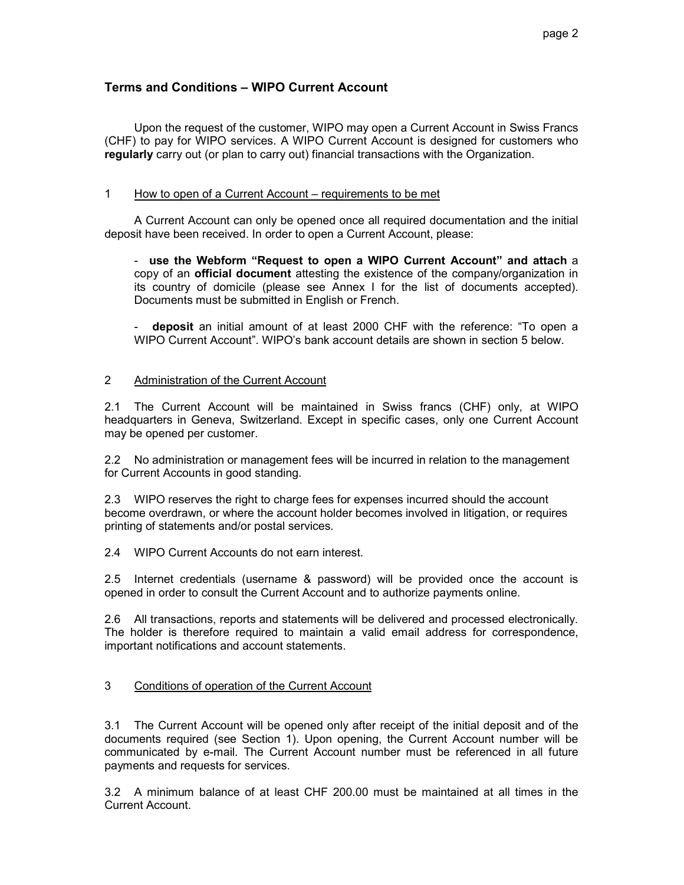## Terms and Conditions – WIPO Current Account

Upon the request of the customer, WIPO may open a Current Account in Swiss Francs (CHF) to pay for WIPO services. A WIPO Current Account is designed for customers who **regularly** carry out (or plan to carry out) financial transactions with the Organization.

### 1 How to open of a Current Account – requirements to be met

A Current Account can only be opened once all required documentation and the initial deposit have been received. In order to open a Current Account, please:

- **use the Webform "Request to open a WIPO Current Account" and attach** a copy of an **official document** attesting the existence of the company/organization in its country of domicile (please see Annex I for the list of documents accepted). Documents must be submitted in English or French.

- **deposit** an initial amount of at least 2000 CHF with the reference: "To open a WIPO Current Account". WIPO's bank account details are shown in section 5 below.

### 2 Administration of the Current Account

2.1 The Current Account will be maintained in Swiss francs (CHF) only, at WIPO headquarters in Geneva, Switzerland. Except in specific cases, only one Current Account may be opened per customer.

2.2 No administration or management fees will be incurred in relation to the management for Current Accounts in good standing.

2.3 WIPO reserves the right to charge fees for expenses incurred should the account become overdrawn, or where the account holder becomes involved in litigation, or requires printing of statements and/or postal services.

2.4 WIPO Current Accounts do not earn interest.

2.5 Internet credentials (username & password) will be provided once the account is opened in order to consult the Current Account and to authorize payments online.

2.6 All transactions, reports and statements will be delivered and processed electronically. The holder is therefore required to maintain a valid email address for correspondence, important notifications and account statements.

### 3 Conditions of operation of the Current Account

3.1 The Current Account will be opened only after receipt of the initial deposit and of the documents required (see Section 1). Upon opening, the Current Account number will be communicated by e-mail. The Current Account number must be referenced in all future payments and requests for services.

3.2 A minimum balance of at least CHF 200.00 must be maintained at all times in the Current Account.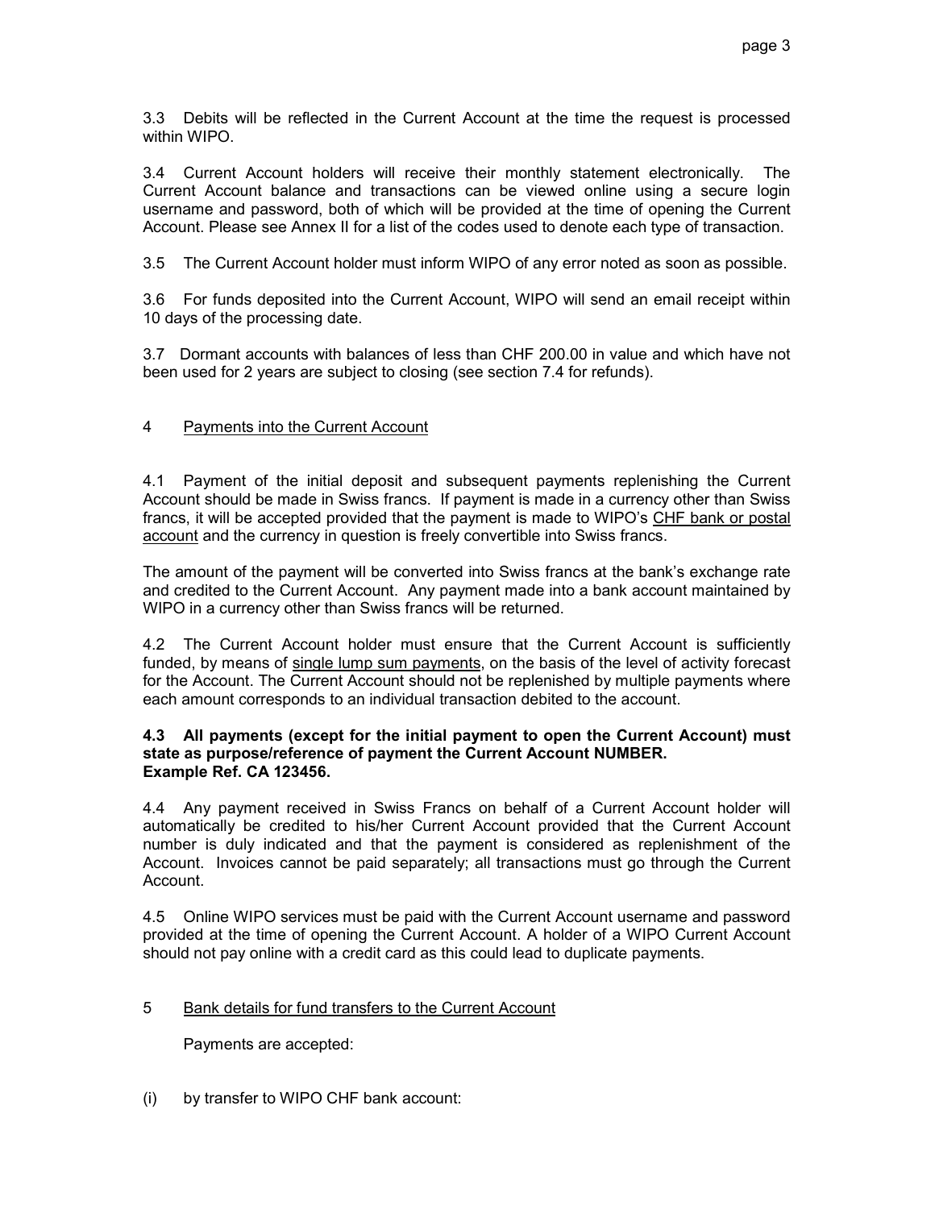3.3 Debits will be reflected in the Current Account at the time the request is processed within WIPO.

3.4 Current Account holders will receive their monthly statement electronically. The Current Account balance and transactions can be viewed online using a secure login username and password, both of which will be provided at the time of opening the Current Account. Please see Annex II for a list of the codes used to denote each type of transaction.

3.5 The Current Account holder must inform WIPO of any error noted as soon as possible.

3.6 For funds deposited into the Current Account, WIPO will send an email receipt within 10 days of the processing date.

3.7 Dormant accounts with balances of less than CHF 200.00 in value and which have not been used for 2 years are subject to closing (see section 7.4 for refunds).

## 4 Payments into the Current Account

4.1 Payment of the initial deposit and subsequent payments replenishing the Current Account should be made in Swiss francs. If payment is made in a currency other than Swiss francs, it will be accepted provided that the payment is made to WIPO's CHF bank or postal account and the currency in question is freely convertible into Swiss francs.

The amount of the payment will be converted into Swiss francs at the bank's exchange rate and credited to the Current Account. Any payment made into a bank account maintained by WIPO in a currency other than Swiss francs will be returned.

4.2 The Current Account holder must ensure that the Current Account is sufficiently funded, by means of single lump sum payments, on the basis of the level of activity forecast for the Account. The Current Account should not be replenished by multiple payments where each amount corresponds to an individual transaction debited to the account.

**4.3 All payments (except for the initial payment to open the Current Account) must state as purpose/reference of payment the Current Account NUMBER. Example Ref. CA 123456.**

4.4 Any payment received in Swiss Francs on behalf of a Current Account holder will automatically be credited to his/her Current Account provided that the Current Account number is duly indicated and that the payment is considered as replenishment of the Account. Invoices cannot be paid separately; all transactions must go through the Current Account.

4.5 Online WIPO services must be paid with the Current Account username and password provided at the time of opening the Current Account. A holder of a WIPO Current Account should not pay online with a credit card as this could lead to duplicate payments.

## 5 Bank details for fund transfers to the Current Account

Payments are accepted:

(i) by transfer to WIPO CHF bank account: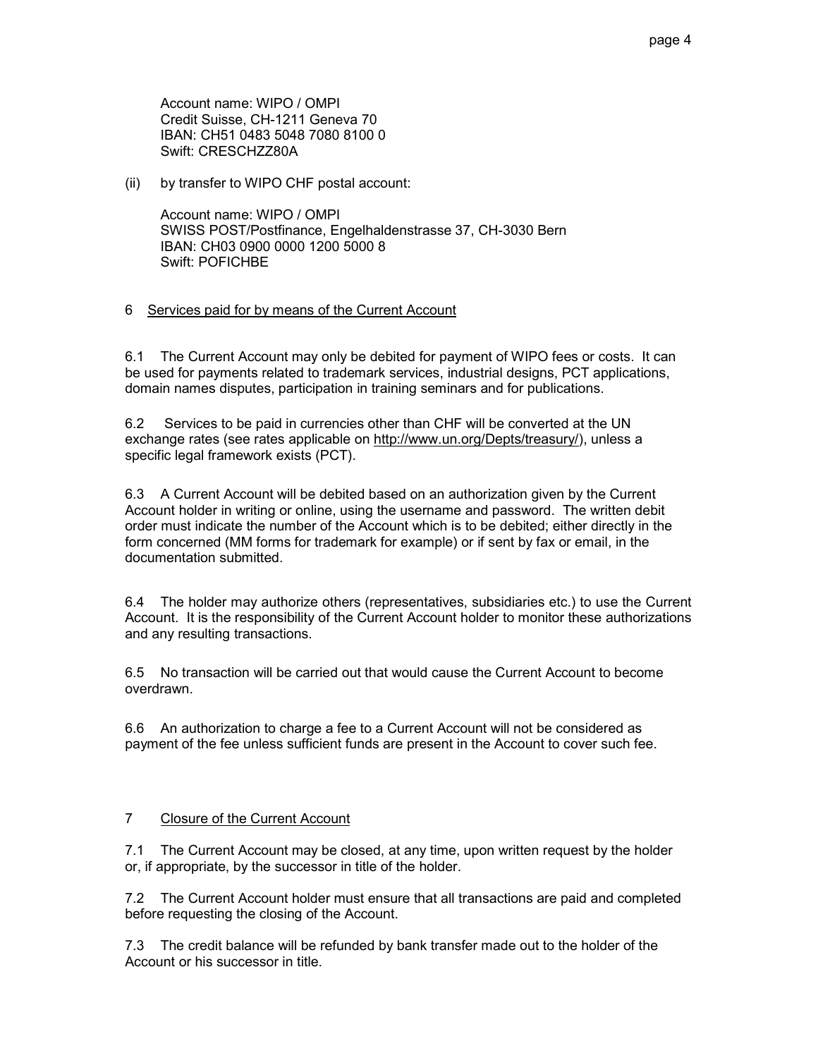Account name: WIPO / OMPI
Credit Suisse, CH-1211 Geneva 70
IBAN: CH51 0483 5048 7080 8100 0
Swift: CRESCHZZ80A

(ii) by transfer to WIPO CHF postal account:

Account name: WIPO / OMPI
SWISS POST/Postfinance, Engelhaldenstrasse 37, CH-3030 Bern
IBAN: CH03 0900 0000 1200 5000 8
Swift: POFICHBE

## 6 Services paid for by means of the Current Account

6.1 The Current Account may only be debited for payment of WIPO fees or costs. It can be used for payments related to trademark services, industrial designs, PCT applications, domain names disputes, participation in training seminars and for publications.

6.2 Services to be paid in currencies other than CHF will be converted at the UN exchange rates (see rates applicable on http://www.un.org/Depts/treasury/), unless a specific legal framework exists (PCT).

6.3 A Current Account will be debited based on an authorization given by the Current Account holder in writing or online, using the username and password. The written debit order must indicate the number of the Account which is to be debited; either directly in the form concerned (MM forms for trademark for example) or if sent by fax or email, in the documentation submitted.

6.4 The holder may authorize others (representatives, subsidiaries etc.) to use the Current Account. It is the responsibility of the Current Account holder to monitor these authorizations and any resulting transactions.

6.5 No transaction will be carried out that would cause the Current Account to become overdrawn.

6.6 An authorization to charge a fee to a Current Account will not be considered as payment of the fee unless sufficient funds are present in the Account to cover such fee.

## 7 Closure of the Current Account

7.1 The Current Account may be closed, at any time, upon written request by the holder or, if appropriate, by the successor in title of the holder.

7.2 The Current Account holder must ensure that all transactions are paid and completed before requesting the closing of the Account.

7.3 The credit balance will be refunded by bank transfer made out to the holder of the Account or his successor in title.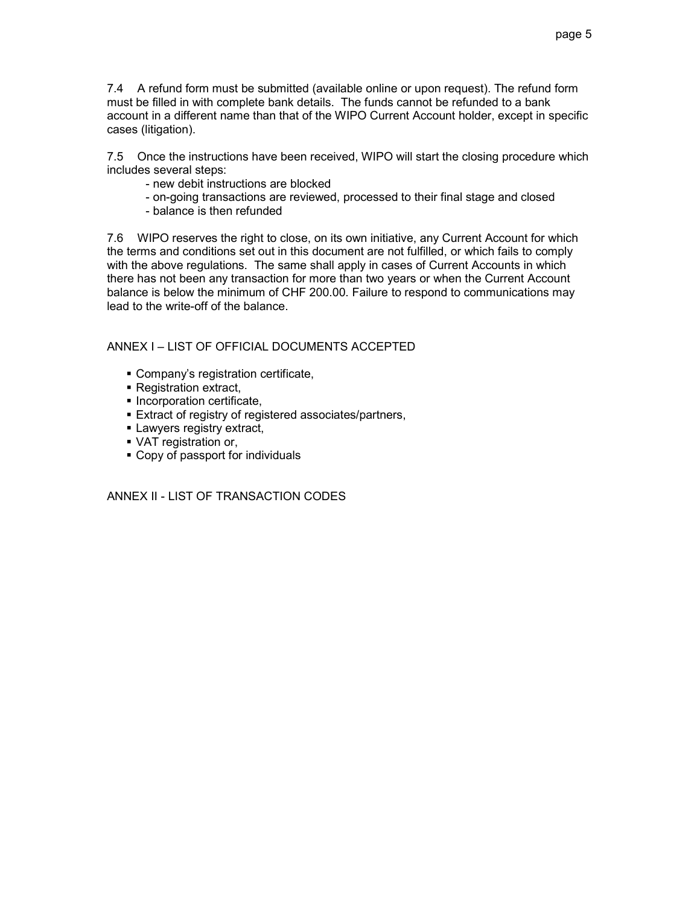7.4 A refund form must be submitted (available online or upon request). The refund form must be filled in with complete bank details. The funds cannot be refunded to a bank account in a different name than that of the WIPO Current Account holder, except in specific cases (litigation).

7.5 Once the instructions have been received, WIPO will start the closing procedure which includes several steps:

- new debit instructions are blocked
- on-going transactions are reviewed, processed to their final stage and closed
- balance is then refunded

7.6 WIPO reserves the right to close, on its own initiative, any Current Account for which the terms and conditions set out in this document are not fulfilled, or which fails to comply with the above regulations. The same shall apply in cases of Current Accounts in which there has not been any transaction for more than two years or when the Current Account balance is below the minimum of CHF 200.00. Failure to respond to communications may lead to the write-off of the balance.

## ANNEX I – LIST OF OFFICIAL DOCUMENTS ACCEPTED

- Company's registration certificate,
- Registration extract,
- Incorporation certificate,
- Extract of registry of registered associates/partners,
- Lawyers registry extract,
- VAT registration or,
- Copy of passport for individuals

## ANNEX II - LIST OF TRANSACTION CODES